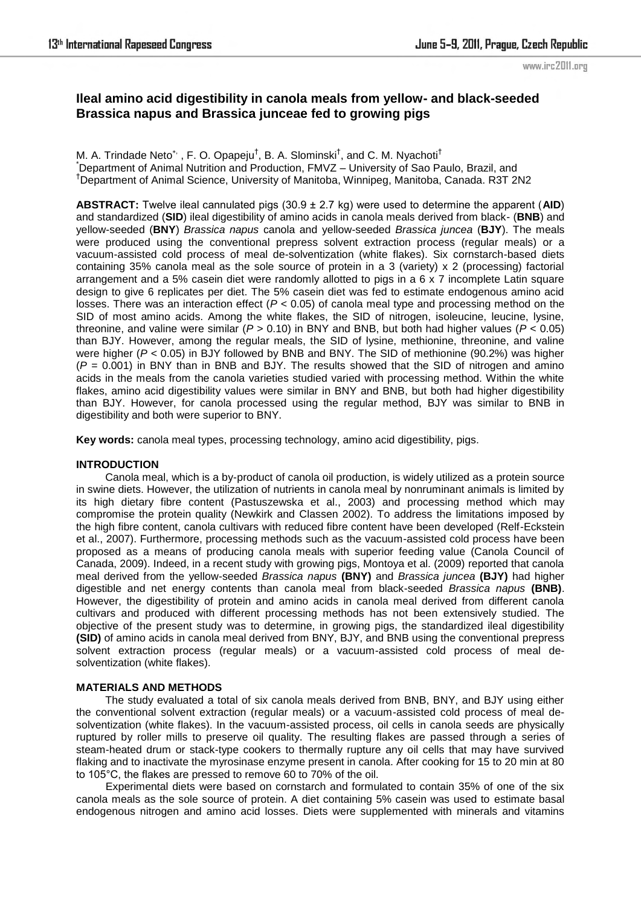# Ileal amino acid digestibility in canola meals from yellow- and black-seeded Brassica napus and Brassica junceae fed to growing pigs

M. A. Trindade Neto[*], F. O. Opapeju[†], B. A. Slominski[†], and C. M. Nyachoti[†]

[*]Department of Animal Nutrition and Production, FMVZ – University of Sao Paulo, Brazil, and

[†]Department of Animal Science, University of Manitoba, Winnipeg, Manitoba, Canada. R3T 2N2

**ABSTRACT:** Twelve ileal cannulated pigs (30.9 ± 2.7 kg) were used to determine the apparent (**AID**) and standardized (**SID**) ileal digestibility of amino acids in canola meals derived from black- (**BNB**) and yellow-seeded (**BNY**) *Brassica napus* canola and yellow-seeded *Brassica juncea* (**BJY**). The meals were produced using the conventional prepress solvent extraction process (regular meals) or a vacuum-assisted cold process of meal de-solventization (white flakes). Six cornstarch-based diets containing 35% canola meal as the sole source of protein in a 3 (variety) x 2 (processing) factorial arrangement and a 5% casein diet were randomly allotted to pigs in a 6 x 7 incomplete Latin square design to give 6 replicates per diet. The 5% casein diet was fed to estimate endogenous amino acid losses. There was an interaction effect ($P < 0.05$) of canola meal type and processing method on the SID of most amino acids. Among the white flakes, the SID of nitrogen, isoleucine, leucine, lysine, threonine, and valine were similar ($P > 0.10$) in BNY and BNB, but both had higher values ($P < 0.05$) than BJY. However, among the regular meals, the SID of lysine, methionine, threonine, and valine were higher ($P < 0.05$) in BJY followed by BNB and BNY. The SID of methionine (90.2%) was higher ($P = 0.001$) in BNY than in BNB and BJY. The results showed that the SID of nitrogen and amino acids in the meals from the canola varieties studied varied with processing method. Within the white flakes, amino acid digestibility values were similar in BNY and BNB, but both had higher digestibility than BJY. However, for canola processed using the regular method, BJY was similar to BNB in digestibility and both were superior to BNY.

**Key words:** canola meal types, processing technology, amino acid digestibility, pigs.

## INTRODUCTION

Canola meal, which is a by-product of canola oil production, is widely utilized as a protein source in swine diets. However, the utilization of nutrients in canola meal by nonruminant animals is limited by its high dietary fibre content (Pastuszewska et al., 2003) and processing method which may compromise the protein quality (Newkirk and Classen 2002). To address the limitations imposed by the high fibre content, canola cultivars with reduced fibre content have been developed (Relf-Eckstein et al., 2007). Furthermore, processing methods such as the vacuum-assisted cold process have been proposed as a means of producing canola meals with superior feeding value (Canola Council of Canada, 2009). Indeed, in a recent study with growing pigs, Montoya et al. (2009) reported that canola meal derived from the yellow-seeded *Brassica napus* **(BNY)** and *Brassica juncea* **(BJY)** had higher digestible and net energy contents than canola meal from black-seeded *Brassica napus* **(BNB)**. However, the digestibility of protein and amino acids in canola meal derived from different canola cultivars and produced with different processing methods has not been extensively studied. The objective of the present study was to determine, in growing pigs, the standardized ileal digestibility **(SID)** of amino acids in canola meal derived from BNY, BJY, and BNB using the conventional prepress solvent extraction process (regular meals) or a vacuum-assisted cold process of meal de-solventization (white flakes).

## MATERIALS AND METHODS

The study evaluated a total of six canola meals derived from BNB, BNY, and BJY using either the conventional solvent extraction (regular meals) or a vacuum-assisted cold process of meal de-solventization (white flakes). In the vacuum-assisted process, oil cells in canola seeds are physically ruptured by roller mills to preserve oil quality. The resulting flakes are passed through a series of steam-heated drum or stack-type cookers to thermally rupture any oil cells that may have survived flaking and to inactivate the myrosinase enzyme present in canola. After cooking for 15 to 20 min at 80 to 105°C, the flakes are pressed to remove 60 to 70% of the oil.

Experimental diets were based on cornstarch and formulated to contain 35% of one of the six canola meals as the sole source of protein. A diet containing 5% casein was used to estimate basal endogenous nitrogen and amino acid losses. Diets were supplemented with minerals and vitamins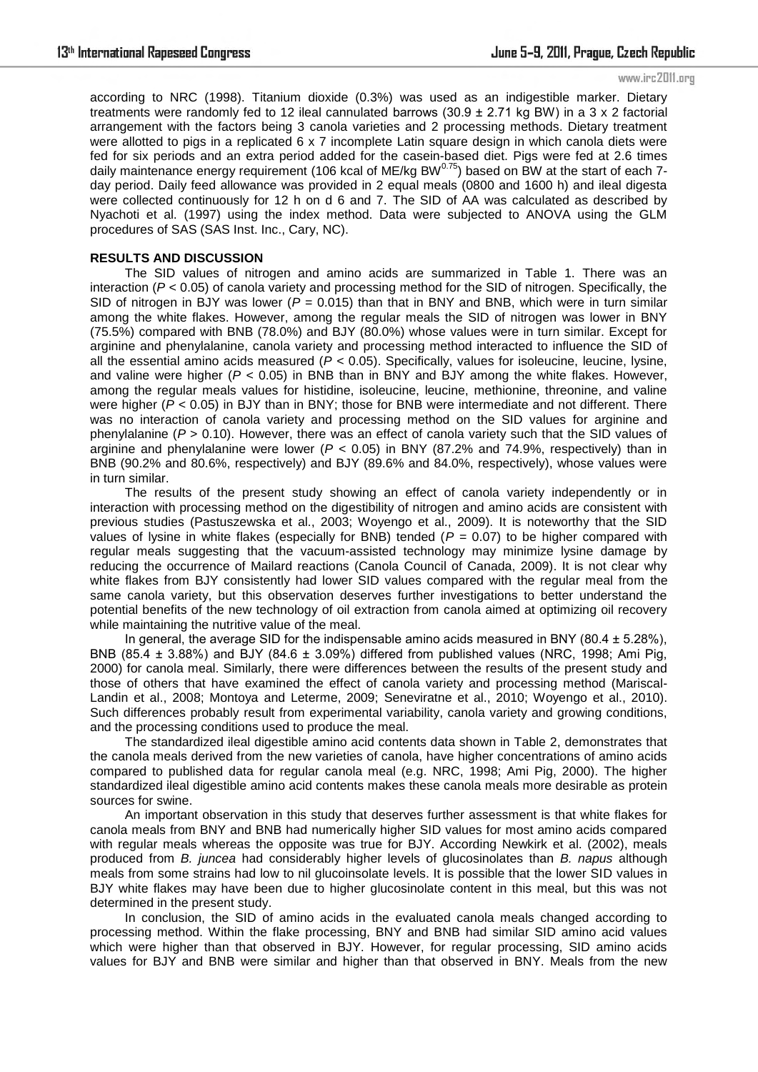according to NRC (1998). Titanium dioxide (0.3%) was used as an indigestible marker. Dietary treatments were randomly fed to 12 ileal cannulated barrows (30.9 ± 2.71 kg BW) in a 3 x 2 factorial arrangement with the factors being 3 canola varieties and 2 processing methods. Dietary treatment were allotted to pigs in a replicated 6 x 7 incomplete Latin square design in which canola diets were fed for six periods and an extra period added for the casein-based diet. Pigs were fed at 2.6 times daily maintenance energy requirement (106 kcal of ME/kg $BW^{0.75}$) based on BW at the start of each 7-day period. Daily feed allowance was provided in 2 equal meals (0800 and 1600 h) and ileal digesta were collected continuously for 12 h on d 6 and 7. The SID of AA was calculated as described by Nyachoti et al. (1997) using the index method. Data were subjected to ANOVA using the GLM procedures of SAS (SAS Inst. Inc., Cary, NC).

## RESULTS AND DISCUSSION

The SID values of nitrogen and amino acids are summarized in Table 1. There was an interaction ($P < 0.05$) of canola variety and processing method for the SID of nitrogen. Specifically, the SID of nitrogen in BJY was lower ($P = 0.015$) than that in BNY and BNB, which were in turn similar among the white flakes. However, among the regular meals the SID of nitrogen was lower in BNY (75.5%) compared with BNB (78.0%) and BJY (80.0%) whose values were in turn similar. Except for arginine and phenylalanine, canola variety and processing method interacted to influence the SID of all the essential amino acids measured ($P < 0.05$). Specifically, values for isoleucine, leucine, lysine, and valine were higher ($P < 0.05$) in BNB than in BNY and BJY among the white flakes. However, among the regular meals values for histidine, isoleucine, leucine, methionine, threonine, and valine were higher ($P < 0.05$) in BJY than in BNY; those for BNB were intermediate and not different. There was no interaction of canola variety and processing method on the SID values for arginine and phenylalanine ($P > 0.10$). However, there was an effect of canola variety such that the SID values of arginine and phenylalanine were lower ($P < 0.05$) in BNY (87.2% and 74.9%, respectively) than in BNB (90.2% and 80.6%, respectively) and BJY (89.6% and 84.0%, respectively), whose values were in turn similar.

The results of the present study showing an effect of canola variety independently or in interaction with processing method on the digestibility of nitrogen and amino acids are consistent with previous studies (Pastuszewska et al., 2003; Woyengo et al., 2009). It is noteworthy that the SID values of lysine in white flakes (especially for BNB) tended ($P = 0.07$) to be higher compared with regular meals suggesting that the vacuum-assisted technology may minimize lysine damage by reducing the occurrence of Mailard reactions (Canola Council of Canada, 2009). It is not clear why white flakes from BJY consistently had lower SID values compared with the regular meal from the same canola variety, but this observation deserves further investigations to better understand the potential benefits of the new technology of oil extraction from canola aimed at optimizing oil recovery while maintaining the nutritive value of the meal.

In general, the average SID for the indispensable amino acids measured in BNY (80.4 ± 5.28%), BNB (85.4 ± 3.88%) and BJY (84.6 ± 3.09%) differed from published values (NRC, 1998; Ami Pig, 2000) for canola meal. Similarly, there were differences between the results of the present study and those of others that have examined the effect of canola variety and processing method (Mariscal-Landin et al., 2008; Montoya and Leterme, 2009; Seneviratne et al., 2010; Woyengo et al., 2010). Such differences probably result from experimental variability, canola variety and growing conditions, and the processing conditions used to produce the meal.

The standardized ileal digestible amino acid contents data shown in Table 2, demonstrates that the canola meals derived from the new varieties of canola, have higher concentrations of amino acids compared to published data for regular canola meal (e.g. NRC, 1998; Ami Pig, 2000). The higher standardized ileal digestible amino acid contents makes these canola meals more desirable as protein sources for swine.

An important observation in this study that deserves further assessment is that white flakes for canola meals from BNY and BNB had numerically higher SID values for most amino acids compared with regular meals whereas the opposite was true for BJY. According Newkirk et al. (2002), meals produced from *B. juncea* had considerably higher levels of glucosinolates than *B. napus* although meals from some strains had low to nil glucoinsolate levels. It is possible that the lower SID values in BJY white flakes may have been due to higher glucosinolate content in this meal, but this was not determined in the present study.

In conclusion, the SID of amino acids in the evaluated canola meals changed according to processing method. Within the flake processing, BNY and BNB had similar SID amino acid values which were higher than that observed in BJY. However, for regular processing, SID amino acids values for BJY and BNB were similar and higher than that observed in BNY. Meals from the new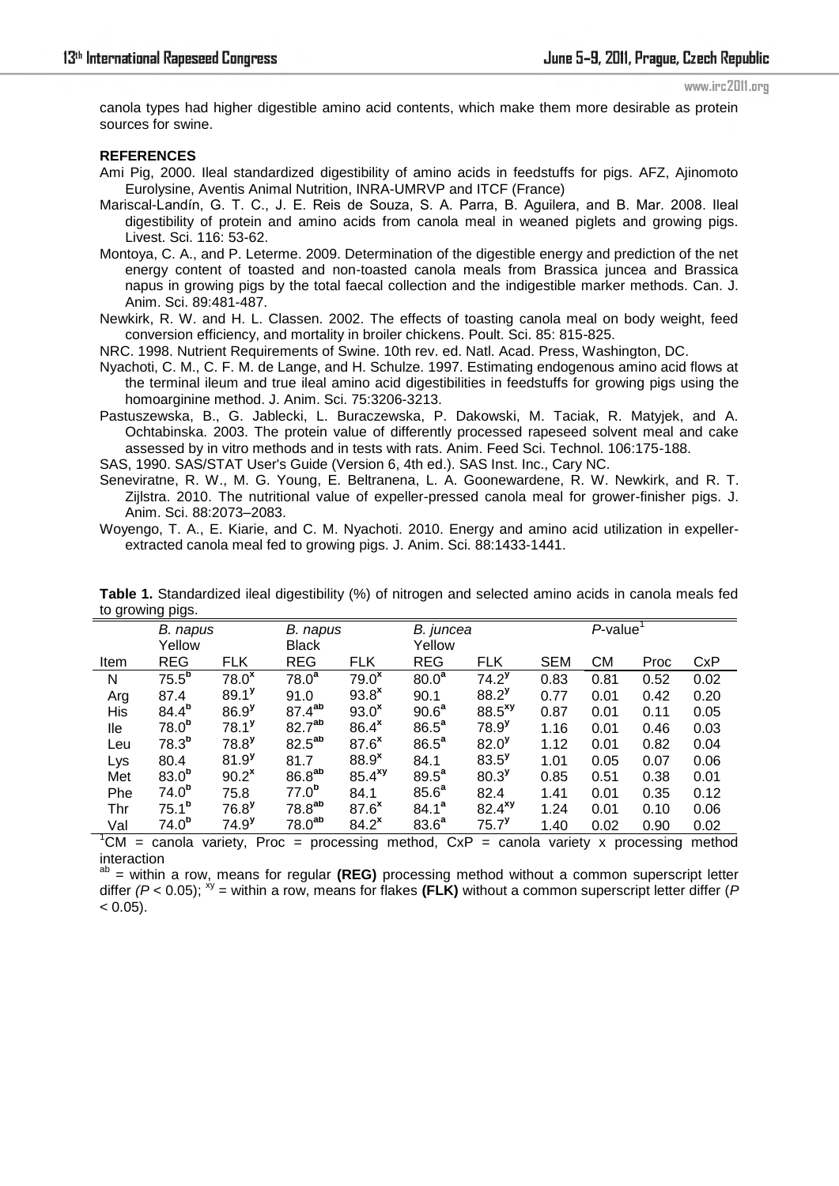canola types had higher digestible amino acid contents, which make them more desirable as protein sources for swine.

**REFERENCES**

Ami Pig, 2000. Ileal standardized digestibility of amino acids in feedstuffs for pigs. AFZ, Ajinomoto Eurolysine, Aventis Animal Nutrition, INRA-UMRVP and ITCF (France)

Mariscal-Landín, G. T. C., J. E. Reis de Souza, S. A. Parra, B. Aguilera, and B. Mar. 2008. Ileal digestibility of protein and amino acids from canola meal in weaned piglets and growing pigs. Livest. Sci. 116: 53-62.

Montoya, C. A., and P. Leterme. 2009. Determination of the digestible energy and prediction of the net energy content of toasted and non-toasted canola meals from Brassica juncea and Brassica napus in growing pigs by the total faecal collection and the indigestible marker methods. Can. J. Anim. Sci. 89:481-487.

Newkirk, R. W. and H. L. Classen. 2002. The effects of toasting canola meal on body weight, feed conversion efficiency, and mortality in broiler chickens. Poult. Sci. 85: 815-825.

NRC. 1998. Nutrient Requirements of Swine. 10th rev. ed. Natl. Acad. Press, Washington, DC.

Nyachoti, C. M., C. F. M. de Lange, and H. Schulze. 1997. Estimating endogenous amino acid flows at the terminal ileum and true ileal amino acid digestibilities in feedstuffs for growing pigs using the homoarginine method. J. Anim. Sci. 75:3206-3213.

Pastuszewska, B., G. Jablecki, L. Buraczewska, P. Dakowski, M. Taciak, R. Matyjek, and A. Ochtabinska. 2003. The protein value of differently processed rapeseed solvent meal and cake assessed by in vitro methods and in tests with rats. Anim. Feed Sci. Technol. 106:175-188.

SAS, 1990. SAS/STAT User's Guide (Version 6, 4th ed.). SAS Inst. Inc., Cary NC.

Seneviratne, R. W., M. G. Young, E. Beltranena, L. A. Goonewardene, R. W. Newkirk, and R. T. Zijlstra. 2010. The nutritional value of expeller-pressed canola meal for grower-finisher pigs. J. Anim. Sci. 88:2073–2083.

Woyengo, T. A., E. Kiarie, and C. M. Nyachoti. 2010. Energy and amino acid utilization in expeller-extracted canola meal fed to growing pigs. J. Anim. Sci. 88:1433-1441.

**Table 1.** Standardized ileal digestibility (%) of nitrogen and selected amino acids in canola meals fed to growing pigs.

| | *B. napus* Yellow | | *B. napus* Black | | *B. juncea* Yellow | | | *P*-value[1] | | |
|---|---|---|---|---|---|---|---|---|---|---|
| Item | REG | FLK | REG | FLK | REG | FLK | SEM | CM | Proc | CxP |
| N | 75.5[b] | 78.0[x] | 78.0[a] | 79.0[x] | 80.0[a] | 74.2[y] | 0.83 | 0.81 | 0.52 | 0.02 |
| Arg | 87.4 | 89.1[y] | 91.0 | 93.8[x] | 90.1 | 88.2[y] | 0.77 | 0.01 | 0.42 | 0.20 |
| His | 84.4[b] | 86.9[y] | 87.4[ab] | 93.0[x] | 90.6[a] | 88.5[xy] | 0.87 | 0.01 | 0.11 | 0.05 |
| Ile | 78.0[b] | 78.1[y] | 82.7[ab] | 86.4[x] | 86.5[a] | 78.9[y] | 1.16 | 0.01 | 0.46 | 0.03 |
| Leu | 78.3[b] | 78.8[y] | 82.5[ab] | 87.6[x] | 86.5[a] | 82.0[y] | 1.12 | 0.01 | 0.82 | 0.04 |
| Lys | 80.4 | 81.9[y] | 81.7 | 88.9[x] | 84.1 | 83.5[y] | 1.01 | 0.05 | 0.07 | 0.06 |
| Met | 83.0[b] | 90.2[x] | 86.8[ab] | 85.4[xy] | 89.5[a] | 80.3[y] | 0.85 | 0.51 | 0.38 | 0.01 |
| Phe | 74.0[b] | 75.8 | 77.0[b] | 84.1 | 85.6[a] | 82.4 | 1.41 | 0.01 | 0.35 | 0.12 |
| Thr | 75.1[b] | 76.8[y] | 78.8[ab] | 87.6[x] | 84.1[a] | 82.4[xy] | 1.24 | 0.01 | 0.10 | 0.06 |
| Val | 74.0[b] | 74.9[y] | 78.0[ab] | 84.2[x] | 83.6[a] | 75.7[y] | 1.40 | 0.02 | 0.90 | 0.02 |

[1]CM = canola variety, Proc = processing method, CxP = canola variety x processing method interaction

[ab] = within a row, means for regular **(REG)** processing method without a common superscript letter differ ($P < 0.05$); [xy] = within a row, means for flakes **(FLK)** without a common superscript letter differ ($P < 0.05$).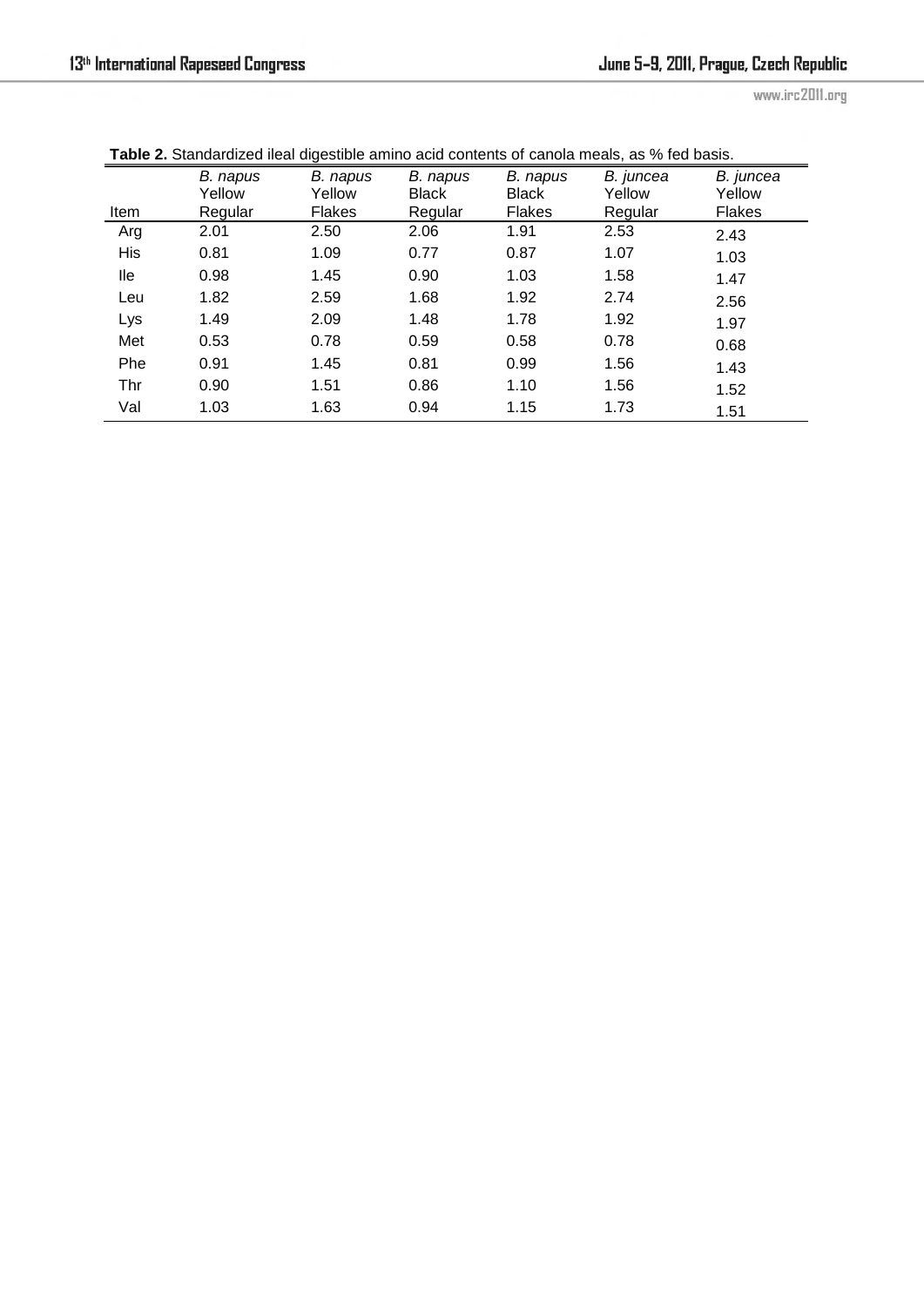**Table 2.** Standardized ileal digestible amino acid contents of canola meals, as % fed basis.

| Item | *B. napus* Yellow Regular | *B. napus* Yellow Flakes | *B. napus* Black Regular | *B. napus* Black Flakes | *B. juncea* Yellow Regular | *B. juncea* Yellow Flakes |
|---|---|---|---|---|---|---|
| Arg | 2.01 | 2.50 | 2.06 | 1.91 | 2.53 | 2.43 |
| His | 0.81 | 1.09 | 0.77 | 0.87 | 1.07 | 1.03 |
| Ile | 0.98 | 1.45 | 0.90 | 1.03 | 1.58 | 1.47 |
| Leu | 1.82 | 2.59 | 1.68 | 1.92 | 2.74 | 2.56 |
| Lys | 1.49 | 2.09 | 1.48 | 1.78 | 1.92 | 1.97 |
| Met | 0.53 | 0.78 | 0.59 | 0.58 | 0.78 | 0.68 |
| Phe | 0.91 | 1.45 | 0.81 | 0.99 | 1.56 | 1.43 |
| Thr | 0.90 | 1.51 | 0.86 | 1.10 | 1.56 | 1.52 |
| Val | 1.03 | 1.63 | 0.94 | 1.15 | 1.73 | 1.51 |